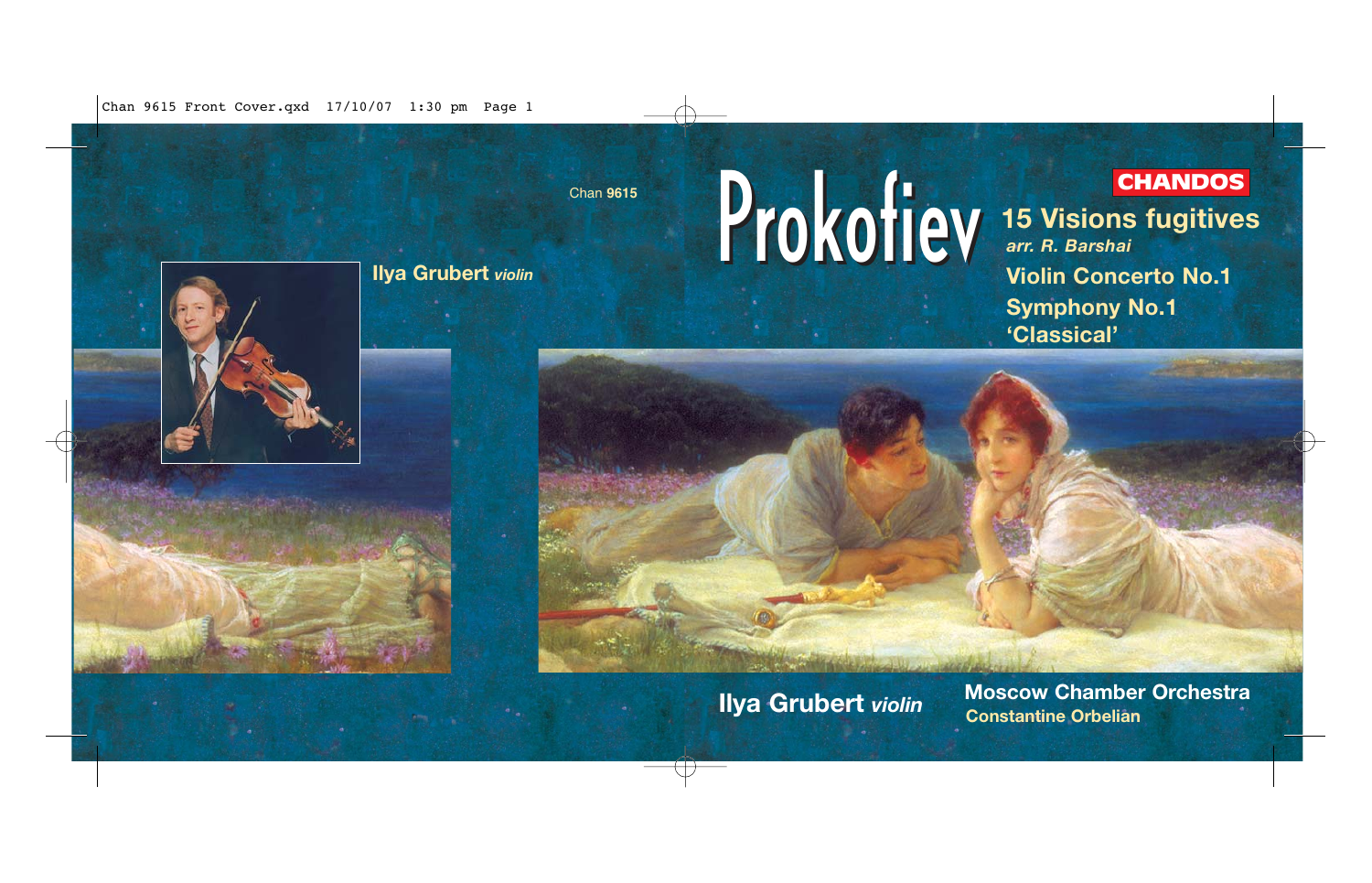Chan **9615**

# Prokofiev

**CHANDOS**

## 15 Visions fugitives

***arr. R. Barshai***

## Violin Concerto No.1

## Symphony No.1 'Classical'

**Ilya Grubert** ***violin***

**Ilya Grubert** ***violin***

**Moscow Chamber Orchestra**

**Constantine Orbelian**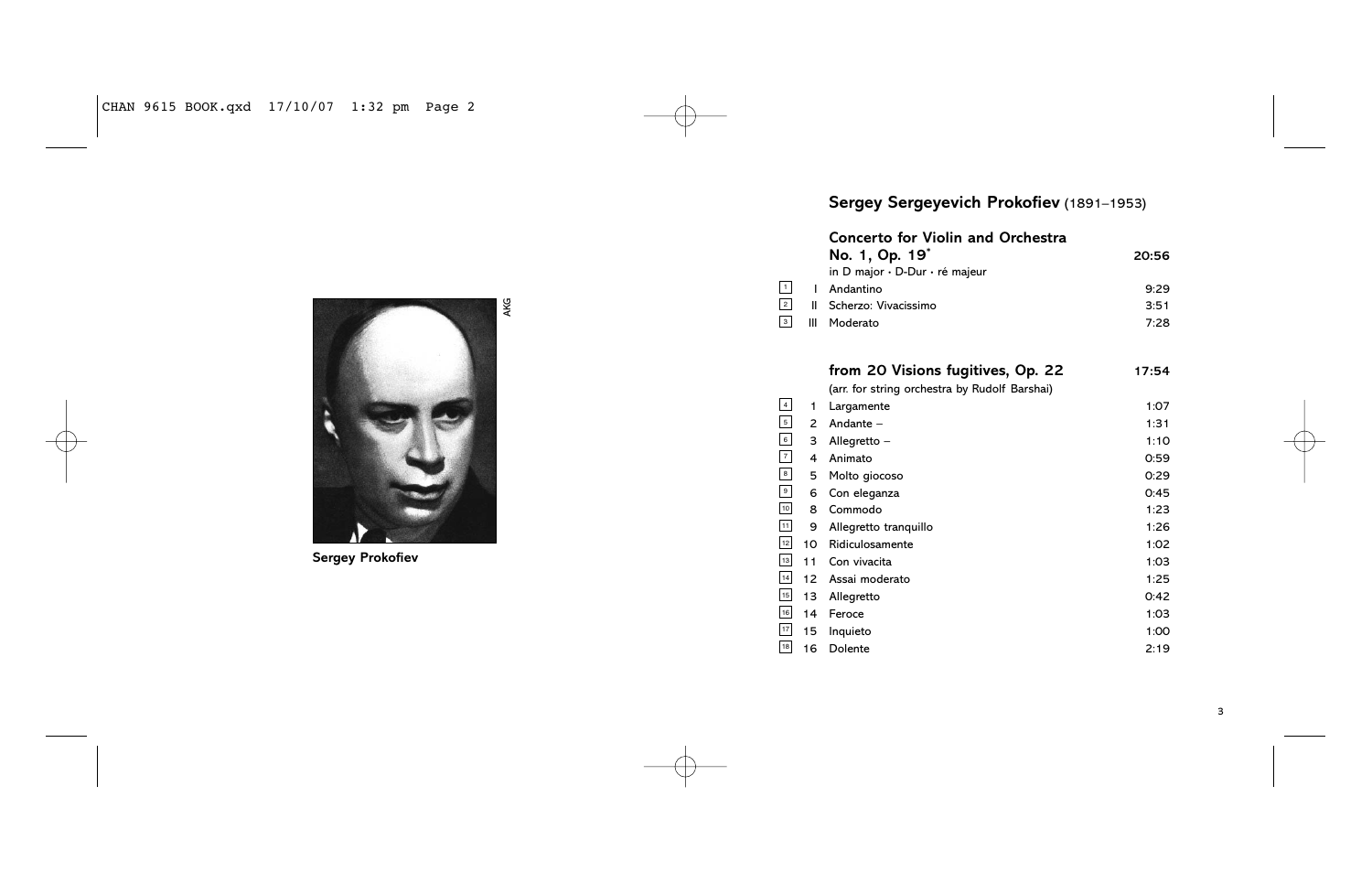Sergey Prokofiev

## Sergey Sergeyevich Prokofiev (1891–1953)

| | | | |
|---|---|---|---|
| | | **Concerto for Violin and Orchestra No. 1, Op. 19*** | **20:56** |
| | | in D major · D-Dur · ré majeur | |
| 1 | I | Andantino | 9:29 |
| 2 | II | Scherzo: Vivacissimo | 3:51 |
| 3 | III | Moderato | 7:28 |
| | | | |
| | | **from 20 Visions fugitives, Op. 22** | **17:54** |
| | | (arr. for string orchestra by Rudolf Barshai) | |
| 4 | 1 | Largamente | 1:07 |
| 5 | 2 | Andante – | 1:31 |
| 6 | 3 | Allegretto – | 1:10 |
| 7 | 4 | Animato | 0:59 |
| 8 | 5 | Molto giocoso | 0:29 |
| 9 | 6 | Con eleganza | 0:45 |
| 10 | 8 | Commodo | 1:23 |
| 11 | 9 | Allegretto tranquillo | 1:26 |
| 12 | 10 | Ridiculosamente | 1:02 |
| 13 | 11 | Con vivacita | 1:03 |
| 14 | 12 | Assai moderato | 1:25 |
| 15 | 13 | Allegretto | 0:42 |
| 16 | 14 | Feroce | 1:03 |
| 17 | 15 | Inquieto | 1:00 |
| 18 | 16 | Dolente | 2:19 |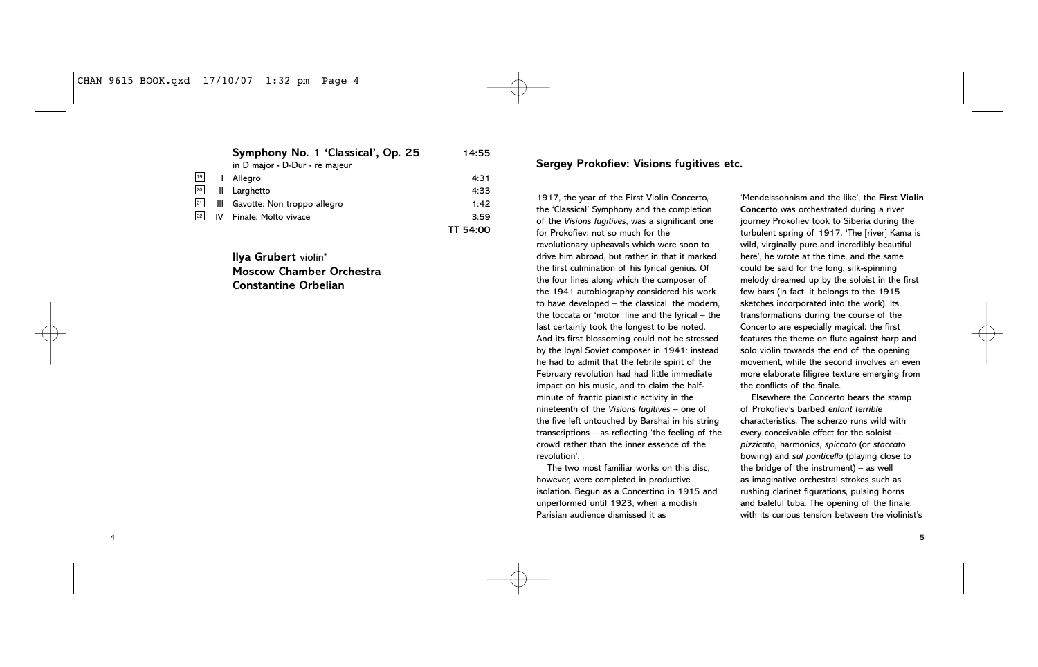## Symphony No. 1 'Classical', Op. 25 — 14:55

in D major · D-Dur · ré majeur

| Track | Mvt | Title | Time |
|---|---|---|---|
| 19 | I | Allegro | 4:31 |
| 20 | II | Larghetto | 4:33 |
| 21 | III | Gavotte: Non troppo allegro | 1:42 |
| 22 | IV | Finale: Molto vivace | 3:59 |
| | | | **TT 54:00** |

**Ilya Grubert** violin*
**Moscow Chamber Orchestra**
**Constantine Orbelian**

## Sergey Prokofiev: Visions fugitives etc.

1917, the year of the First Violin Concerto, the 'Classical' Symphony and the completion of the *Visions fugitives*, was a significant one for Prokofiev: not so much for the revolutionary upheavals which were soon to drive him abroad, but rather in that it marked the first culmination of his lyrical genius. Of the four lines along which the composer of the 1941 autobiography considered his work to have developed – the classical, the modern, the toccata or 'motor' line and the lyrical – the last certainly took the longest to be noted. And its first blossoming could not be stressed by the loyal Soviet composer in 1941: instead he had to admit that the febrile spirit of the February revolution had had little immediate impact on his music, and to claim the half-minute of frantic pianistic activity in the nineteenth of the *Visions fugitives* – one of the five left untouched by Barshai in his string transcriptions – as reflecting 'the feeling of the crowd rather than the inner essence of the revolution'.

The two most familiar works on this disc, however, were completed in productive isolation. Begun as a Concertino in 1915 and unperformed until 1923, when a modish Parisian audience dismissed it as 'Mendelssohnism and the like', the **First Violin Concerto** was orchestrated during a river journey Prokofiev took to Siberia during the turbulent spring of 1917. 'The [river] Kama is wild, virginally pure and incredibly beautiful here', he wrote at the time, and the same could be said for the long, silk-spinning melody dreamed up by the soloist in the first few bars (in fact, it belongs to the 1915 sketches incorporated into the work). Its transformations during the course of the Concerto are especially magical: the first features the theme on flute against harp and solo violin towards the end of the opening movement, while the second involves an even more elaborate filigree texture emerging from the conflicts of the finale.

Elsewhere the Concerto bears the stamp of Prokofiev's barbed *enfant terrible* characteristics. The scherzo runs wild with every conceivable effect for the soloist – *pizzicato*, harmonics, *spiccato* (or *staccato* bowing) and *sul ponticello* (playing close to the bridge of the instrument) – as well as imaginative orchestral strokes such as rushing clarinet figurations, pulsing horns and baleful tuba. The opening of the finale, with its curious tension between the violinist's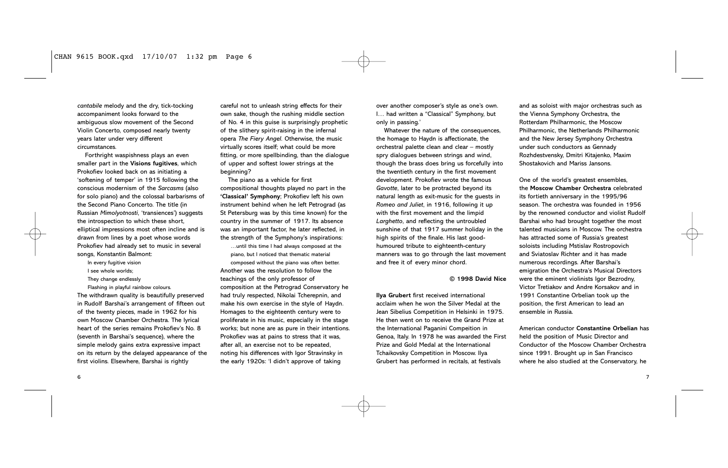*cantabile* melody and the dry, tick-tocking accompaniment looks forward to the ambiguous slow movement of the Second Violin Concerto, composed nearly twenty years later under very different circumstances.

Forthright waspishness plays an even smaller part in the **Visions fugitives**, which Prokofiev looked back on as initiating a 'softening of temper' in 1915 following the conscious modernism of the *Sarcasms* (also for solo piano) and the colossal barbarisms of the Second Piano Concerto. The title (in Russian *Mimolyotnosti*, 'transiences') suggests the introspection to which these short, elliptical impressions most often incline and is drawn from lines by a poet whose words Prokofiev had already set to music in several songs, Konstantin Balmont:

> In every fugitive vision
> I see whole worlds;
> They change endlessly
> Flashing in playful rainbow colours.

The withdrawn quality is beautifully preserved in Rudolf Barshai's arrangement of fifteen out of the twenty pieces, made in 1962 for his own Moscow Chamber Orchestra. The lyrical heart of the series remains Prokofiev's No. 8 (seventh in Barshai's sequence), where the simple melody gains extra expressive impact on its return by the delayed appearance of the first violins. Elsewhere, Barshai is rightly careful not to unleash string effects for their own sake, though the rushing middle section of No. 4 in this guise is surprisingly prophetic of the slithery spirit-raising in the infernal opera *The Fiery Angel*. Otherwise, the music virtually scores itself; what could be more fitting, or more spellbinding, than the dialogue of upper and softest lower strings at the beginning?

The piano as a vehicle for first compositional thoughts played no part in the **'Classical' Symphony**; Prokofiev left his own instrument behind when he left Petrograd (as St Petersburg was by this time known) for the country in the summer of 1917. Its absence was an important factor, he later reflected, in the strength of the Symphony's inspirations:

> …until this time I had always composed at the piano, but I noticed that thematic material composed without the piano was often better.

Another was the resolution to follow the teachings of the only professor of composition at the Petrograd Conservatory he had truly respected, Nikolai Tcherepnin, and make his own exercise in the style of Haydn. Homages to the eighteenth century were to proliferate in his music, especially in the stage works; but none are as pure in their intentions. Prokofiev was at pains to stress that it was, after all, an exercise not to be repeated, noting his differences with Igor Stravinsky in the early 1920s: 'I didn't approve of taking over another composer's style as one's own. I… had written a "Classical" Symphony, but only in passing.'

Whatever the nature of the consequences, the homage to Haydn is affectionate, the orchestral palette clean and clear – mostly spry dialogues between strings and wind, though the brass does bring us forcefully into the twentieth century in the first movement development. Prokofiev wrote the famous *Gavotte*, later to be protracted beyond its natural length as exit-music for the guests in *Romeo and Juliet*, in 1916, following it up with the first movement and the limpid *Larghetto*, and reflecting the untroubled sunshine of that 1917 summer holiday in the high spirits of the finale. His last good-humoured tribute to eighteenth-century manners was to go through the last movement and free it of every minor chord.

**© 1998 David Nice**

**Ilya Grubert** first received international acclaim when he won the Silver Medal at the Jean Sibelius Competition in Helsinki in 1975. He then went on to receive the Grand Prize at the International Paganini Compeition in Genoa, Italy. In 1978 he was awarded the First Prize and Gold Medal at the International Tchaikovsky Competition in Moscow. Ilya Grubert has performed in recitals, at festivals and as soloist with major orchestras such as the Vienna Symphony Orchestra, the Rotterdam Philharmonic, the Moscow Philharmonic, the Netherlands Philharmonic and the New Jersey Symphony Orchestra under such conductors as Gennady Rozhdestvensky, Dmitri Kitajenko, Maxim Shostakovich and Mariss Jansons.

One of the world's greatest ensembles, the **Moscow Chamber Orchestra** celebrated its fortieth anniversary in the 1995/96 season. The orchestra was founded in 1956 by the renowned conductor and violist Rudolf Barshai who had brought together the most talented musicians in Moscow. The orchestra has attracted some of Russia's greatest soloists including Mstislav Rostropovich and Sviatoslav Richter and it has made numerous recordings. After Barshai's emigration the Orchestra's Musical Directors were the eminent violinists Igor Bezrodny, Victor Tretiakov and Andre Korsakov and in 1991 Constantine Orbelian took up the position, the first American to lead an ensemble in Russia.

American conductor **Constantine Orbelian** has held the position of Music Director and Conductor of the Moscow Chamber Orchestra since 1991. Brought up in San Francisco where he also studied at the Conservatory, he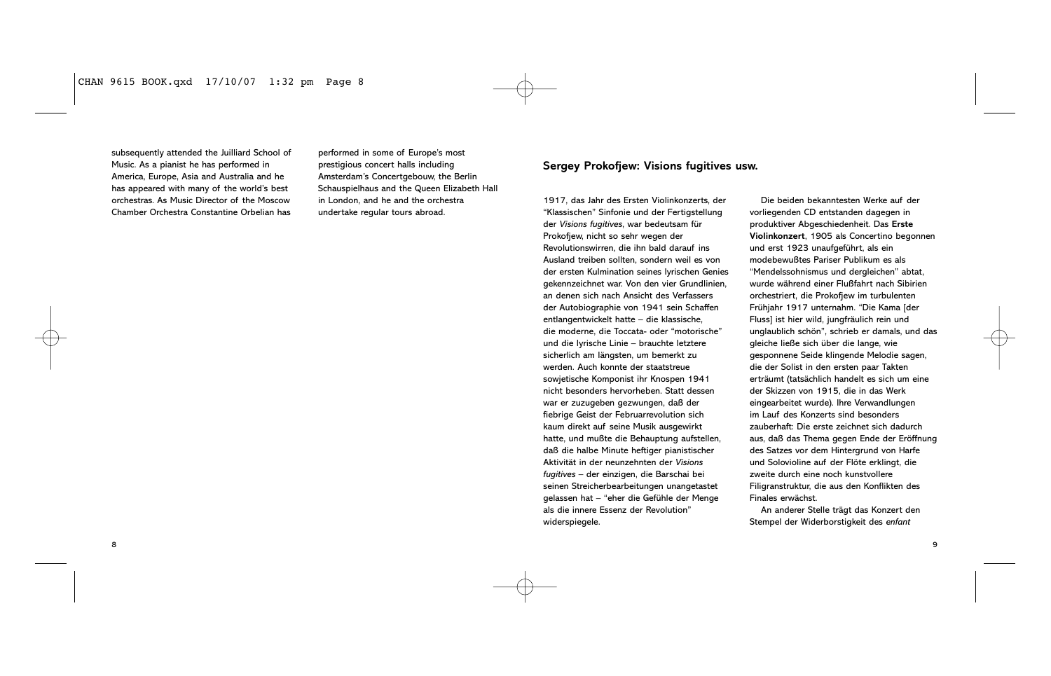subsequently attended the Juilliard School of Music. As a pianist he has performed in America, Europe, Asia and Australia and he has appeared with many of the world's best orchestras. As Music Director of the Moscow Chamber Orchestra Constantine Orbelian has performed in some of Europe's most prestigious concert halls including Amsterdam's Concertgebouw, the Berlin Schauspielhaus and the Queen Elizabeth Hall in London, and he and the orchestra undertake regular tours abroad.

## Sergey Prokofjew: Visions fugitives usw.

1917, das Jahr des Ersten Violinkonzerts, der "Klassischen" Sinfonie und der Fertigstellung der *Visions fugitives*, war bedeutsam für Prokofjew, nicht so sehr wegen der Revolutionswirren, die ihn bald darauf ins Ausland treiben sollten, sondern weil es von der ersten Kulmination seines lyrischen Genies gekennzeichnet war. Von den vier Grundlinien, an denen sich nach Ansicht des Verfassers der Autobiographie von 1941 sein Schaffen entlangentwickelt hatte – die klassische, die moderne, die Toccata- oder "motorische" und die lyrische Linie – brauchte letztere sicherlich am längsten, um bemerkt zu werden. Auch konnte der staatstreue sowjetische Komponist ihr Knospen 1941 nicht besonders hervorheben. Statt dessen war er zuzugeben gezwungen, daß der fiebrige Geist der Februarrevolution sich kaum direkt auf seine Musik ausgewirkt hatte, und mußte die Behauptung aufstellen, daß die halbe Minute heftiger pianistischer Aktivität in der neunzehnten der *Visions fugitives* – der einzigen, die Barschai bei seinen Streicherbearbeitungen unangetastet gelassen hat – "eher die Gefühle der Menge als die innere Essenz der Revolution" widerspiegele.

Die beiden bekanntesten Werke auf der vorliegenden CD entstanden dagegen in produktiver Abgeschiedenheit. Das **Erste Violinkonzert**, 1905 als Concertino begonnen und erst 1923 uraufgeführt, als ein modebewußtes Pariser Publikum es als "Mendelssohnismus und dergleichen" abtat, wurde während einer Flußfahrt nach Sibirien orchestriert, die Prokofjew im turbulenten Frühjahr 1917 unternahm. "Die Kama [der Fluss] ist hier wild, jungfräulich rein und unglaublich schön", schrieb er damals, und das gleiche ließe sich über die lange, wie gesponnene Seide klingende Melodie sagen, die der Solist in den ersten paar Takten erträumt (tatsächlich handelt es sich um eine der Skizzen von 1915, die in das Werk eingearbeitet wurde). Ihre Verwandlungen im Lauf des Konzerts sind besonders zauberhaft: Die erste zeichnet sich dadurch aus, daß das Thema gegen Ende der Eröffnung des Satzes vor dem Hintergrund von Harfe und Solovioline auf der Flöte erklingt, die zweite durch eine noch kunstvollere Filigranstruktur, die aus den Konflikten des Finales erwächst.

An anderer Stelle trägt das Konzert den Stempel der Widerborstigkeit des *enfant*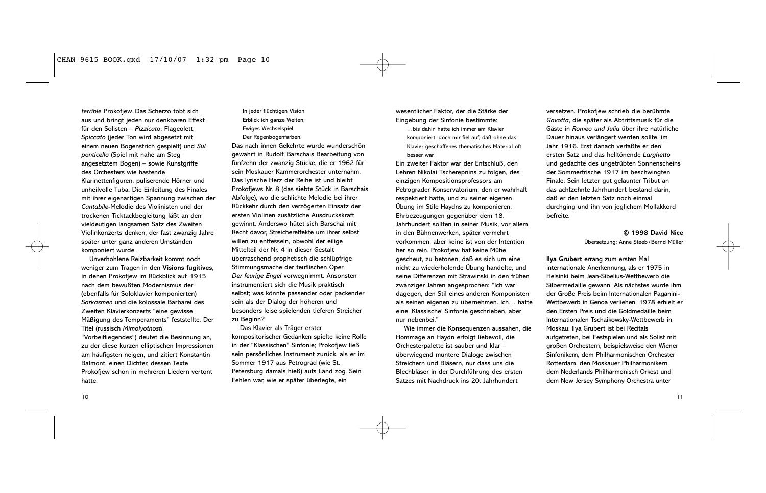*terrible* Prokofjew. Das Scherzo tobt sich aus und bringt jeden nur denkbaren Effekt für den Solisten – *Pizzicato*, Flageolett, *Spiccato* (jeder Ton wird abgesetzt mit einem neuen Bogenstrich gespielt) und *Sul ponticello* (Spiel mit nahe am Steg angesetztem Bogen) – sowie Kunstgriffe des Orchesters wie hastende Klarinettenfiguren, pulsierende Hörner und unheilvolle Tuba. Die Einleitung des Finales mit ihrer eigenartigen Spannung zwischen der *Cantabile*-Melodie des Violinisten und der trockenen Ticktackbegleitung läßt an den vieldeutigen langsamen Satz des Zweiten Violinkonzerts denken, der fast zwanzig Jahre später unter ganz anderen Umständen komponiert wurde.

Unverhohlene Reizbarkeit kommt noch weniger zum Tragen in den **Visions fugitives**, in denen Prokofjew im Rückblick auf 1915 nach dem bewußten Modernismus der (ebenfalls für Soloklavier komponierten) *Sarkasmen* und die kolossale Barbarei des Zweiten Klavierkonzerts "eine gewisse Mäßigung des Temperaments" feststellte. Der Titel (russisch *Mimolyotnosti*, "Vorbeifliegendes") deutet die Besinnung an, zu der diese kurzen elliptischen Impressionen am häufigsten neigen, und zitiert Konstantin Balmont, einen Dichter, dessen Texte Prokofjew schon in mehreren Liedern vertont hatte:

> In jeder flüchtigen Vision
> Erblick ich ganze Welten,
> Ewiges Wechselspiel
> Der Regenbogenfarben.

Das nach innen Gekehrte wurde wunderschön gewahrt in Rudolf Barschais Bearbeitung von fünfzehn der zwanzig Stücke, die er 1962 für sein Moskauer Kammerorchester unternahm. Das lyrische Herz der Reihe ist und bleibt Prokofjews Nr. 8 (das siebte Stück in Barschais Abfolge), wo die schlichte Melodie bei ihrer Rückkehr durch den verzögerten Einsatz der ersten Violinen zusätzliche Ausdruckskraft gewinnt. Anderswo hütet sich Barschai mit Recht davor, Streichereffekte um ihrer selbst willen zu entfesseln, obwohl der eilige Mittelteil der Nr. 4 in dieser Gestalt überraschend prophetisch die schlüpfrige Stimmungsmache der teuflischen Oper *Der feurige Engel* vorwegnimmt. Ansonsten instrumentiert sich die Musik praktisch selbst; was könnte passender oder packender sein als der Dialog der höheren und besonders leise spielenden tieferen Streicher zu Beginn?

Das Klavier als Träger erster kompositorischer Gedanken spielte keine Rolle in der "Klassischen" Sinfonie; Prokofjew ließ sein persönliches Instrument zurück, als er im Sommer 1917 aus Petrograd (wie St. Petersburg damals hieß) aufs Land zog. Sein Fehlen war, wie er später überlegte, ein wesentlicher Faktor, der die Stärke der Eingebung der Sinfonie bestimmte:

> …bis dahin hatte ich immer am Klavier komponiert, doch mir fiel auf, daß ohne das Klavier geschaffenes thematisches Material oft besser war.

Ein zweiter Faktor war der Entschluß, den Lehren Nikolai Tscherepnins zu folgen, des einzigen Kompositionsprofessors am Petrograder Konservatorium, den er wahrhaft respektiert hatte, und zu seiner eigenen Übung im Stile Haydns zu komponieren. Ehrbezeugungen gegenüber dem 18. Jahrhundert sollten in seiner Musik, vor allem in den Bühnenwerken, später vermehrt vorkommen; aber keine ist von der Intention her so rein. Prokofjew hat keine Mühe gescheut, zu betonen, daß es sich um eine nicht zu wiederholende Übung handelte, und seine Differenzen mit Strawinski in den frühen zwanziger Jahren angesprochen: "Ich war dagegen, den Stil eines anderen Komponisten als seinen eigenen zu übernehmen. Ich… hatte eine 'Klassische' Sinfonie geschrieben, aber nur nebenbei."

Wie immer die Konsequenzen aussahen, die Hommage an Haydn erfolgt liebevoll, die Orchesterpalette ist sauber und klar – überwiegend muntere Dialoge zwischen Streichern und Bläsern, nur dass uns die Blechbläser in der Durchführung des ersten Satzes mit Nachdruck ins 20. Jahrhundert versetzen. Prokofjew schrieb die berühmte *Gavotta*, die später als Abtrittsmusik für die Gäste in *Romeo und Julia* über ihre natürliche Dauer hinaus verlängert werden sollte, im Jahr 1916. Erst danach verfaßte er den ersten Satz und das helltönende *Larghetto* und gedachte des ungetrübten Sonnenscheins der Sommerfrische 1917 im beschwingten Finale. Sein letzter gut gelaunter Tribut an das achtzehnte Jahrhundert bestand darin, daß er den letzten Satz noch einmal durchging und ihn von jeglichem Mollakkord befreite.

**© 1998 David Nice**
Übersetzung: Anne Steeb/Bernd Müller

**Ilya Grubert** errang zum ersten Mal internationale Anerkennung, als er 1975 in Helsinki beim Jean-Sibelius-Wettbewerb die Silbermedaille gewann. Als nächstes wurde ihm der Große Preis beim Internationalen Paganini-Wettbewerb in Genoa verliehen. 1978 erhielt er den Ersten Preis und die Goldmedaille beim Internationalen Tschaikowsky-Wettbewerb in Moskau. Ilya Grubert ist bei Recitals aufgetreten, bei Festspielen und als Solist mit großen Orchestern, beispielsweise den Wiener Sinfonikern, dem Philharmonischen Orchester Rotterdam, den Moskauer Philharmonikern, dem Nederlands Philharmonisch Orkest und dem New Jersey Symphony Orchestra unter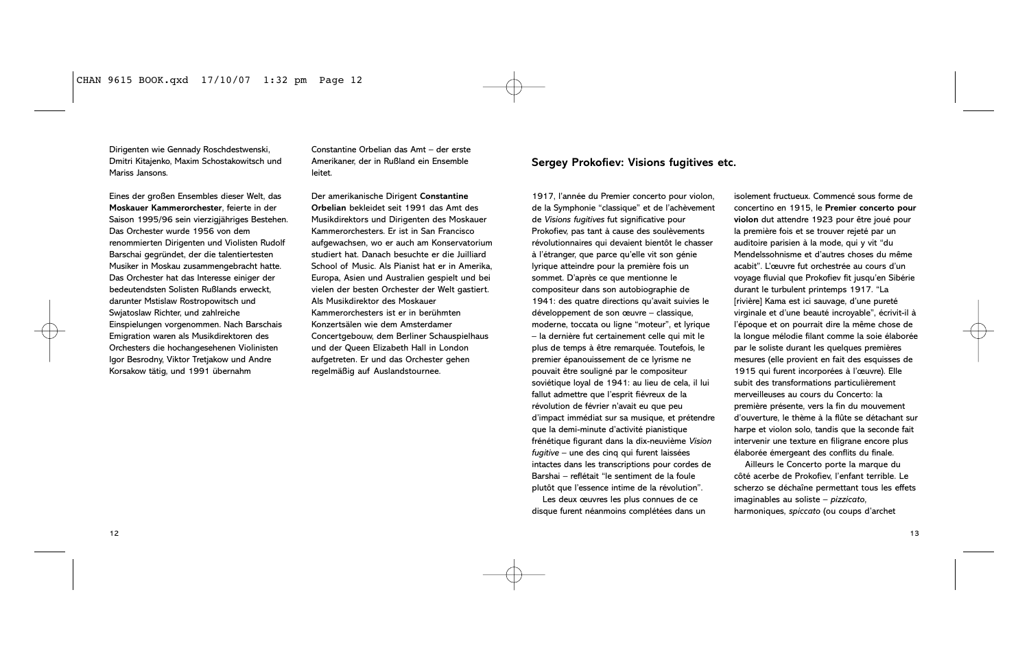Dirigenten wie Gennady Roschdestwenski, Dmitri Kitajenko, Maxim Schostakowitsch und Mariss Jansons.

Eines der großen Ensembles dieser Welt, das **Moskauer Kammerorchester**, feierte in der Saison 1995/96 sein vierzigjähriges Bestehen. Das Orchester wurde 1956 von dem renommierten Dirigenten und Violisten Rudolf Barschai gegründet, der die talentiertesten Musiker in Moskau zusammengebracht hatte. Das Orchester hat das Interesse einiger der bedeutendsten Solisten Rußlands erweckt, darunter Mstislaw Rostropowitsch und Swjatoslaw Richter, und zahlreiche Einspielungen vorgenommen. Nach Barschais Emigration waren als Musikdirektoren des Orchesters die hochangesehenen Violinisten Igor Besrodny, Viktor Tretjakow und Andre Korsakow tätig, und 1991 übernahm Constantine Orbelian das Amt – der erste Amerikaner, der in Rußland ein Ensemble leitet.

Der amerikanische Dirigent **Constantine Orbelian** bekleidet seit 1991 das Amt des Musikdirektors und Dirigenten des Moskauer Kammerorchesters. Er ist in San Francisco aufgewachsen, wo er auch am Konservatorium studiert hat. Danach besuchte er die Juilliard School of Music. Als Pianist hat er in Amerika, Europa, Asien und Australien gespielt und bei vielen der besten Orchester der Welt gastiert. Als Musikdirektor des Moskauer Kammerorchesters ist er in berühmten Konzertsälen wie dem Amsterdamer Concertgebouw, dem Berliner Schauspielhaus und der Queen Elizabeth Hall in London aufgetreten. Er und das Orchester gehen regelmäßig auf Auslandstournee.

## Sergey Prokofiev: Visions fugitives etc.

1917, l'année du Premier concerto pour violon, de la Symphonie "classique" et de l'achèvement de *Visions fugitives* fut significative pour Prokofiev, pas tant à cause des soulèvements révolutionnaires qui devaient bientôt le chasser à l'étranger, que parce qu'elle vit son génie lyrique atteindre pour la première fois un sommet. D'après ce que mentionne le compositeur dans son autobiographie de 1941: des quatre directions qu'avait suivies le développement de son œuvre – classique, moderne, toccata ou ligne "moteur", et lyrique – la dernière fut certainement celle qui mit le plus de temps à être remarquée. Toutefois, le premier épanouissement de ce lyrisme ne pouvait être souligné par le compositeur soviétique loyal de 1941: au lieu de cela, il lui fallut admettre que l'esprit fiévreux de la révolution de février n'avait eu que peu d'impact immédiat sur sa musique, et prétendre que la demi-minute d'activité pianistique frénétique figurant dans la dix-neuvième *Vision fugitive* – une des cinq qui furent laissées intactes dans les transcriptions pour cordes de Barshai – reflétait "le sentiment de la foule plutôt que l'essence intime de la révolution".

Les deux œuvres les plus connues de ce disque furent néanmoins complétées dans un isolement fructueux. Commencé sous forme de concertino en 1915, le **Premier concerto pour violon** dut attendre 1923 pour être joué pour la première fois et se trouver rejeté par un auditoire parisien à la mode, qui y vit "du Mendelssohnisme et d'autres choses du même acabit". L'œuvre fut orchestrée au cours d'un voyage fluvial que Prokofiev fit jusqu'en Sibérie durant le turbulent printemps 1917. "La [rivière] Kama est ici sauvage, d'une pureté virginale et d'une beauté incroyable", écrivit-il à l'époque et on pourrait dire la même chose de la longue mélodie filant comme la soie élaborée par le soliste durant les quelques premières mesures (elle provient en fait des esquisses de 1915 qui furent incorporées à l'œuvre). Elle subit des transformations particulièrement merveilleuses au cours du Concerto: la première présente, vers la fin du mouvement d'ouverture, le thème à la flûte se détachant sur harpe et violon solo, tandis que la seconde fait intervenir une texture en filigrane encore plus élaborée émergeant des conflits du finale.

Ailleurs le Concerto porte la marque du côté acerbe de Prokofiev, l'enfant terrible. Le scherzo se déchaîne permettant tous les effets imaginables au soliste – *pizzicato*, harmoniques, *spiccato* (ou coups d'archet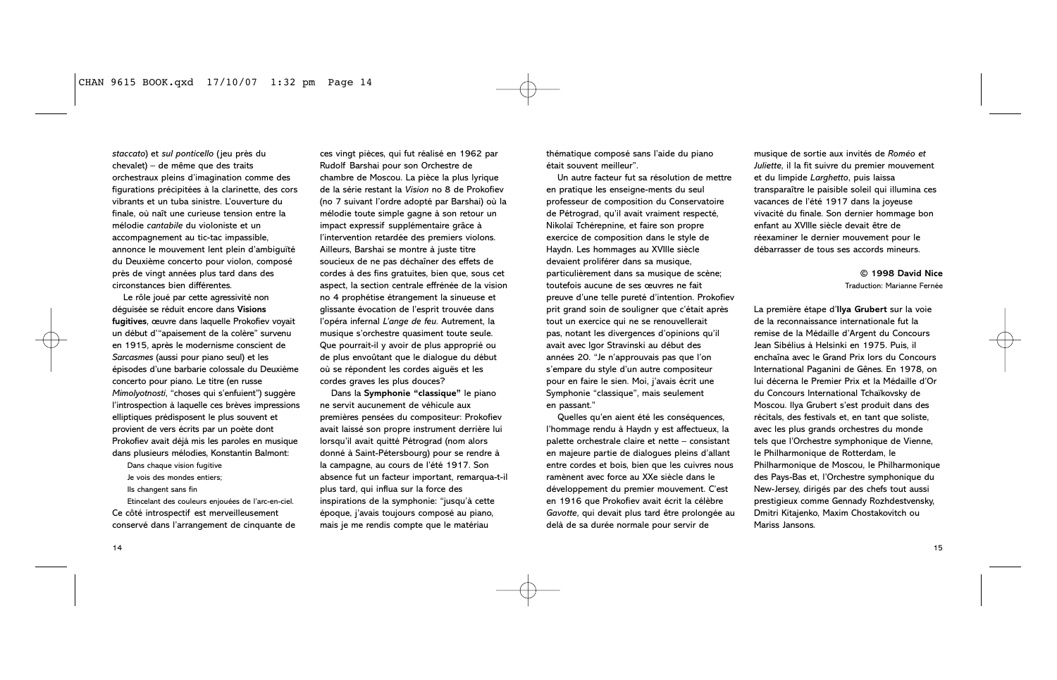*staccato*) et *sul ponticello* (jeu près du chevalet) – de même que des traits orchestraux pleins d'imagination comme des figurations précipitées à la clarinette, des cors vibrants et un tuba sinistre. L'ouverture du finale, où naît une curieuse tension entre la mélodie *cantabile* du violoniste et un accompagnement au tic-tac impassible, annonce le mouvement lent plein d'ambiguïté du Deuxième concerto pour violon, composé près de vingt années plus tard dans des circonstances bien différentes.

Le rôle joué par cette agressivité non déguisée se réduit encore dans **Visions fugitives**, œuvre dans laquelle Prokofiev voyait un début d'"apaisement de la colère" survenu en 1915, après le modernisme conscient de *Sarcasmes* (aussi pour piano seul) et les épisodes d'une barbarie colossale du Deuxième concerto pour piano. Le titre (en russe *Mimolyotnosti*, "choses qui s'enfuient") suggère l'introspection à laquelle ces brèves impressions elliptiques prédisposent le plus souvent et provient de vers écrits par un poète dont Prokofiev avait déjà mis les paroles en musique dans plusieurs mélodies, Konstantin Balmont:

Dans chaque vision fugitive
Je vois des mondes entiers;
Ils changent sans fin
Etincelant des couleurs enjouées de l'arc-en-ciel.

Ce côté introspectif est merveilleusement conservé dans l'arrangement de cinquante de ces vingt pièces, qui fut réalisé en 1962 par Rudolf Barshai pour son Orchestre de chambre de Moscou. La pièce la plus lyrique de la série restant la *Vision* no 8 de Prokofiev (no 7 suivant l'ordre adopté par Barshai) où la mélodie toute simple gagne à son retour un impact expressif supplémentaire grâce à l'intervention retardée des premiers violons. Ailleurs, Barshai se montre à juste titre soucieux de ne pas déchaîner des effets de cordes à des fins gratuites, bien que, sous cet aspect, la section centrale effrénée de la vision no 4 prophétise étrangement la sinueuse et glissante évocation de l'esprit trouvée dans l'opéra infernal *L'ange de feu*. Autrement, la musique s'orchestre quasiment toute seule. Que pourrait-il y avoir de plus approprié ou de plus envoûtant que le dialogue du début où se répondent les cordes aiguës et les cordes graves les plus douces?

Dans la **Symphonie "classique"** le piano ne servit aucunement de véhicule aux premières pensées du compositeur: Prokofiev avait laissé son propre instrument derrière lui lorsqu'il avait quitté Pétrograd (nom alors donné à Saint-Pétersbourg) pour se rendre à la campagne, au cours de l'été 1917. Son absence fut un facteur important, remarqua-t-il plus tard, qui influa sur la force des inspirations de la symphonie: "jusqu'à cette époque, j'avais toujours composé au piano, mais je me rendis compte que le matériau thématique composé sans l'aide du piano était souvent meilleur".

Un autre facteur fut sa résolution de mettre en pratique les enseigne-ments du seul professeur de composition du Conservatoire de Pétrograd, qu'il avait vraiment respecté, Nikolaï Tchérepnine, et faire son propre exercice de composition dans le style de Haydn. Les hommages au XVIIIe siècle devaient proliférer dans sa musique, particulièrement dans sa musique de scène; toutefois aucune de ses œuvres ne fait preuve d'une telle pureté d'intention. Prokofiev prit grand soin de souligner que c'était après tout un exercice qui ne se renouvellerait pas, notant les divergences d'opinions qu'il avait avec Igor Stravinski au début des années 20. "Je n'approuvais pas que l'on s'empare du style d'un autre compositeur pour en faire le sien. Moi, j'avais écrit une Symphonie "classique", mais seulement en passant."

Quelles qu'en aient été les conséquences, l'hommage rendu à Haydn y est affectueux, la palette orchestrale claire et nette – consistant en majeure partie de dialogues pleins d'allant entre cordes et bois, bien que les cuivres nous ramènent avec force au XXe siècle dans le développement du premier mouvement. C'est en 1916 que Prokofiev avait écrit la célèbre *Gavotte*, qui devait plus tard être prolongée au delà de sa durée normale pour servir de musique de sortie aux invités de *Roméo et Juliette*, il la fit suivre du premier mouvement et du limpide *Larghetto*, puis laissa transparaître le paisible soleil qui illumina ces vacances de l'été 1917 dans la joyeuse vivacité du finale. Son dernier hommage bon enfant au XVIIIe siècle devait être de réexaminer le dernier mouvement pour le débarrasser de tous ses accords mineurs.

**© 1998 David Nice**
Traduction: Marianne Fernée

La première étape d'**Ilya Grubert** sur la voie de la reconnaissance internationale fut la remise de la Médaille d'Argent du Concours Jean Sibélius à Helsinki en 1975. Puis, il enchaîna avec le Grand Prix lors du Concours International Paganini de Gênes. En 1978, on lui décerna le Premier Prix et la Médaille d'Or du Concours International Tchaïkovsky de Moscou. Ilya Grubert s'est produit dans des récitals, des festivals et, en tant que soliste, avec les plus grands orchestres du monde tels que l'Orchestre symphonique de Vienne, le Philharmonique de Rotterdam, le Philharmonique de Moscou, le Philharmonique des Pays-Bas et, l'Orchestre symphonique du New-Jersey, dirigés par des chefs tout aussi prestigieux comme Gennady Rozhdestvensky, Dmitri Kitajenko, Maxim Chostakovitch ou Mariss Jansons.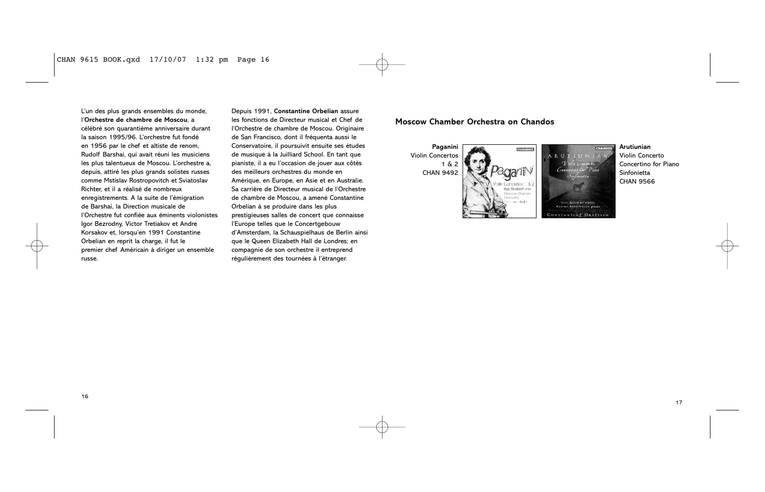L'un des plus grands ensembles du monde, l'**Orchestre de chambre de Moscou**, a célébré son quarantième anniversaire durant la saison 1995/96. L'orchestre fut fondé en 1956 par le chef et altiste de renom, Rudolf Barshai, qui avait réuni les musiciens les plus talentueux de Moscou. L'orchestre a, depuis, attiré les plus grands solistes russes comme Mstislav Rostropovitch et Sviatoslav Richter, et il a réalisé de nombreux enregistrements. A la suite de l'émigration de Barshai, la Direction musicale de l'Orchestre fut confiée aux éminents violonistes Igor Bezrodny, Victor Tretiakov et Andre Korsakov et, lorsqu'en 1991 Constantine Orbelian en reprit la charge, il fut le premier chef Américain à diriger un ensemble russe.

Depuis 1991, **Constantine Orbelian** assure les fonctions de Directeur musical et Chef de l'Orchestre de chambre de Moscou. Originaire de San Francisco, dont il fréquenta aussi le Conservatoire, il poursuivit ensuite ses études de musique à la Juilliard School. En tant que pianiste, il a eu l'occasion de jouer aux côtés des meilleurs orchestres du monde en Amérique, en Europe, en Asie et en Australie. Sa carrière de Directeur musical de l'Orchestre de chambre de Moscou, a amené Constantine Orbelian à se produire dans les plus prestigieuses salles de concert que connaisse l'Europe telles que le Concertgebouw d'Amsterdam, la Schauspielhaus de Berlin ainsi que le Queen Elizabeth Hall de Londres; en compagnie de son orchestre il entreprend régulièrement des tournées à l'étranger.

## Moscow Chamber Orchestra on Chandos

**Paganini**
Violin Concertos 1 & 2
CHAN 9492

**Arutiunian**
Violin Concerto
Concertino for Piano
Sinfonietta
CHAN 9566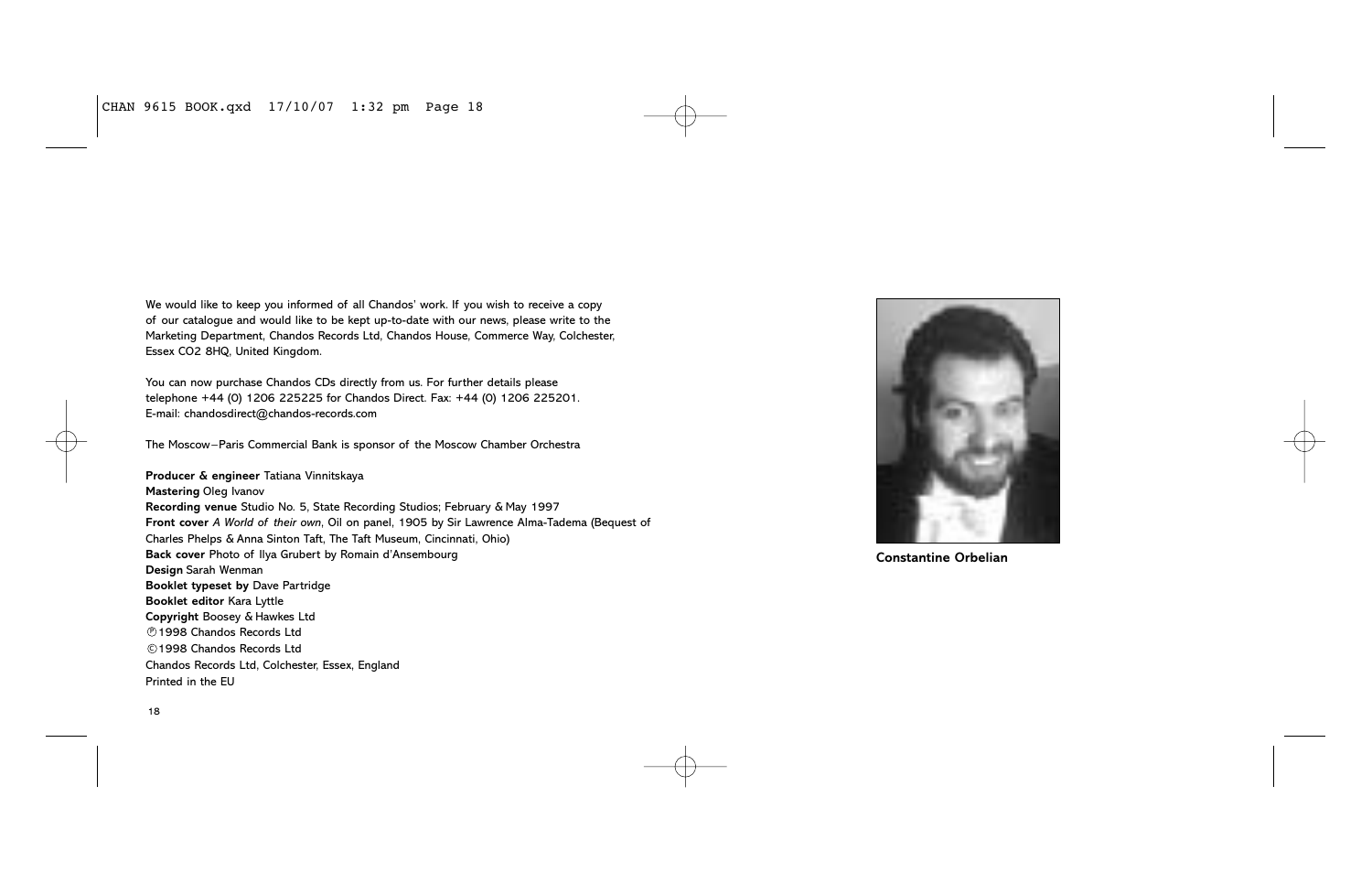We would like to keep you informed of all Chandos' work. If you wish to receive a copy of our catalogue and would like to be kept up-to-date with our news, please write to the Marketing Department, Chandos Records Ltd, Chandos House, Commerce Way, Colchester, Essex CO2 8HQ, United Kingdom.

You can now purchase Chandos CDs directly from us. For further details please telephone +44 (0) 1206 225225 for Chandos Direct. Fax: +44 (0) 1206 225201. E-mail: chandosdirect@chandos-records.com

The Moscow–Paris Commercial Bank is sponsor of the Moscow Chamber Orchestra

**Producer & engineer** Tatiana Vinnitskaya
**Mastering** Oleg Ivanov
**Recording venue** Studio No. 5, State Recording Studios; February & May 1997
**Front cover** *A World of their own*, Oil on panel, 1905 by Sir Lawrence Alma-Tadema (Bequest of Charles Phelps & Anna Sinton Taft, The Taft Museum, Cincinnati, Ohio)
**Back cover** Photo of Ilya Grubert by Romain d'Ansembourg
**Design** Sarah Wenman
**Booklet typeset by** Dave Partridge
**Booklet editor** Kara Lyttle
**Copyright** Boosey & Hawkes Ltd
℗1998 Chandos Records Ltd
©1998 Chandos Records Ltd
Chandos Records Ltd, Colchester, Essex, England
Printed in the EU

**Constantine Orbelian**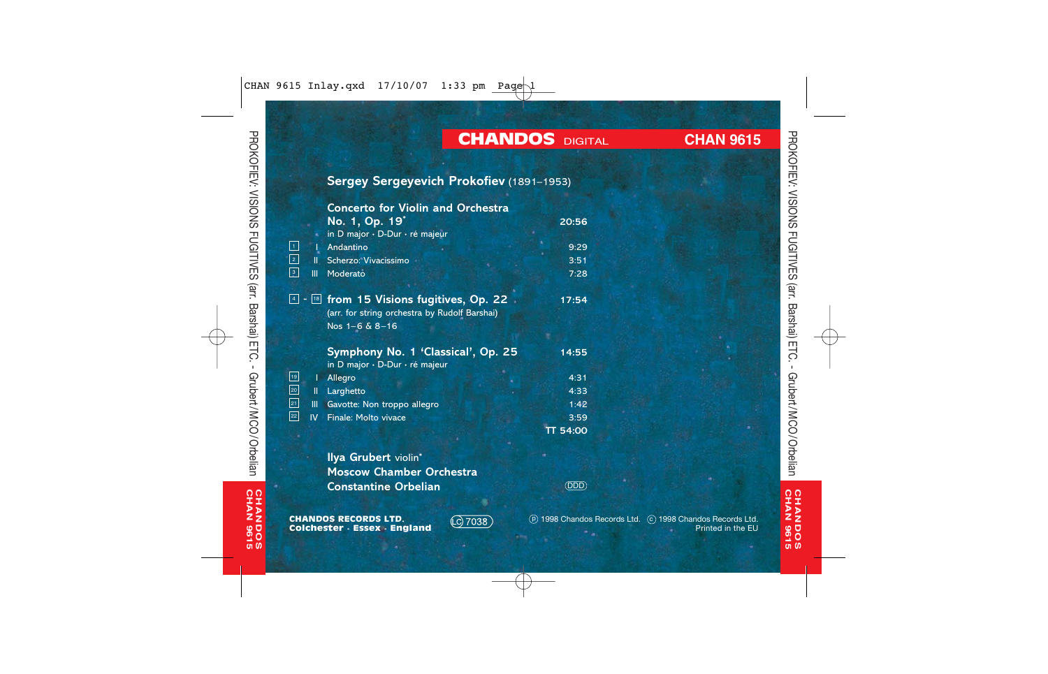**CHANDOS** DIGITAL **CHAN 9615**

## Sergey Sergeyevich Prokofiev (1891–1953)

**Concerto for Violin and Orchestra No. 1, Op. 19*** — 20:56
in D major · D-Dur · ré majeur

| | | | |
|---|---|---|---|
| 1 | I | Andantino | 9:29 |
| 2 | II | Scherzo: Vivacissimo | 3:51 |
| 3 | III | Moderato | 7:28 |

4 - 18 **from 15 Visions fugitives, Op. 22** — 17:54
(arr. for string orchestra by Rudolf Barshai)
Nos 1–6 & 8–16

**Symphony No. 1 'Classical', Op. 25** — 14:55
in D major · D-Dur · ré majeur

| | | | |
|---|---|---|---|
| 19 | I | Allegro | 4:31 |
| 20 | II | Larghetto | 4:33 |
| 21 | III | Gavotte: Non troppo allegro | 1:42 |
| 22 | IV | Finale: Molto vivace | 3:59 |

TT 54:00

**Ilya Grubert** violin*
**Moscow Chamber Orchestra**
**Constantine Orbelian**

DDD

**CHANDOS RECORDS LTD.**
**Colchester . Essex . England**

LC 7038

℗ 1998 Chandos Records Ltd. © 1998 Chandos Records Ltd.
Printed in the EU

PROKOFIEV: VISIONS FUGITIVES (arr. Barshai) ETC. - Grubert/MCO/Orbelian
CHANDOS CHAN 9615